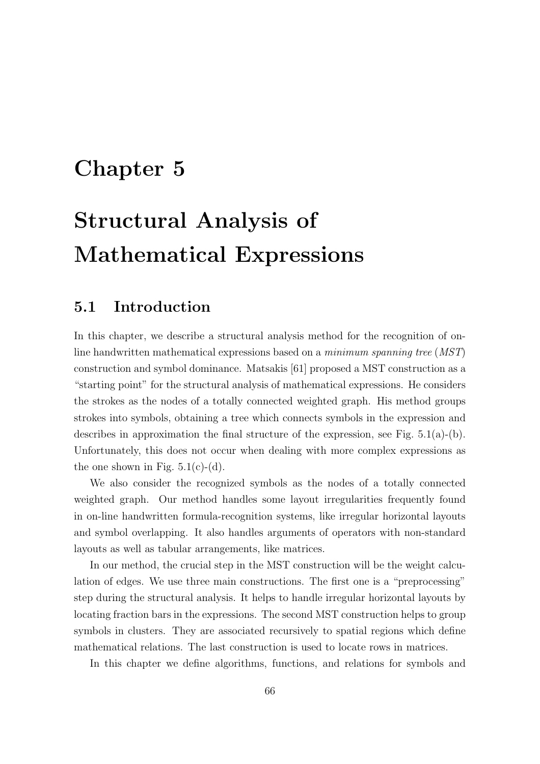# Chapter 5

# Structural Analysis of Mathematical Expressions

## 5.1 Introduction

In this chapter, we describe a structural analysis method for the recognition of on-line handwritten mathematical expressions based on a *minimum spanning tree* (*MST*) construction and symbol dominance. Matsakis [61] proposed a MST construction as a "starting point" for the structural analysis of mathematical expressions. He considers the strokes as the nodes of a totally connected weighted graph. His method groups strokes into symbols, obtaining a tree which connects symbols in the expression and describes in approximation the final structure of the expression, see Fig. 5.1(a)-(b). Unfortunately, this does not occur when dealing with more complex expressions as the one shown in Fig. 5.1(c)-(d).

We also consider the recognized symbols as the nodes of a totally connected weighted graph. Our method handles some layout irregularities frequently found in on-line handwritten formula-recognition systems, like irregular horizontal layouts and symbol overlapping. It also handles arguments of operators with non-standard layouts as well as tabular arrangements, like matrices.

In our method, the crucial step in the MST construction will be the weight calculation of edges. We use three main constructions. The first one is a "preprocessing" step during the structural analysis. It helps to handle irregular horizontal layouts by locating fraction bars in the expressions. The second MST construction helps to group symbols in clusters. They are associated recursively to spatial regions which define mathematical relations. The last construction is used to locate rows in matrices.

In this chapter we define algorithms, functions, and relations for symbols and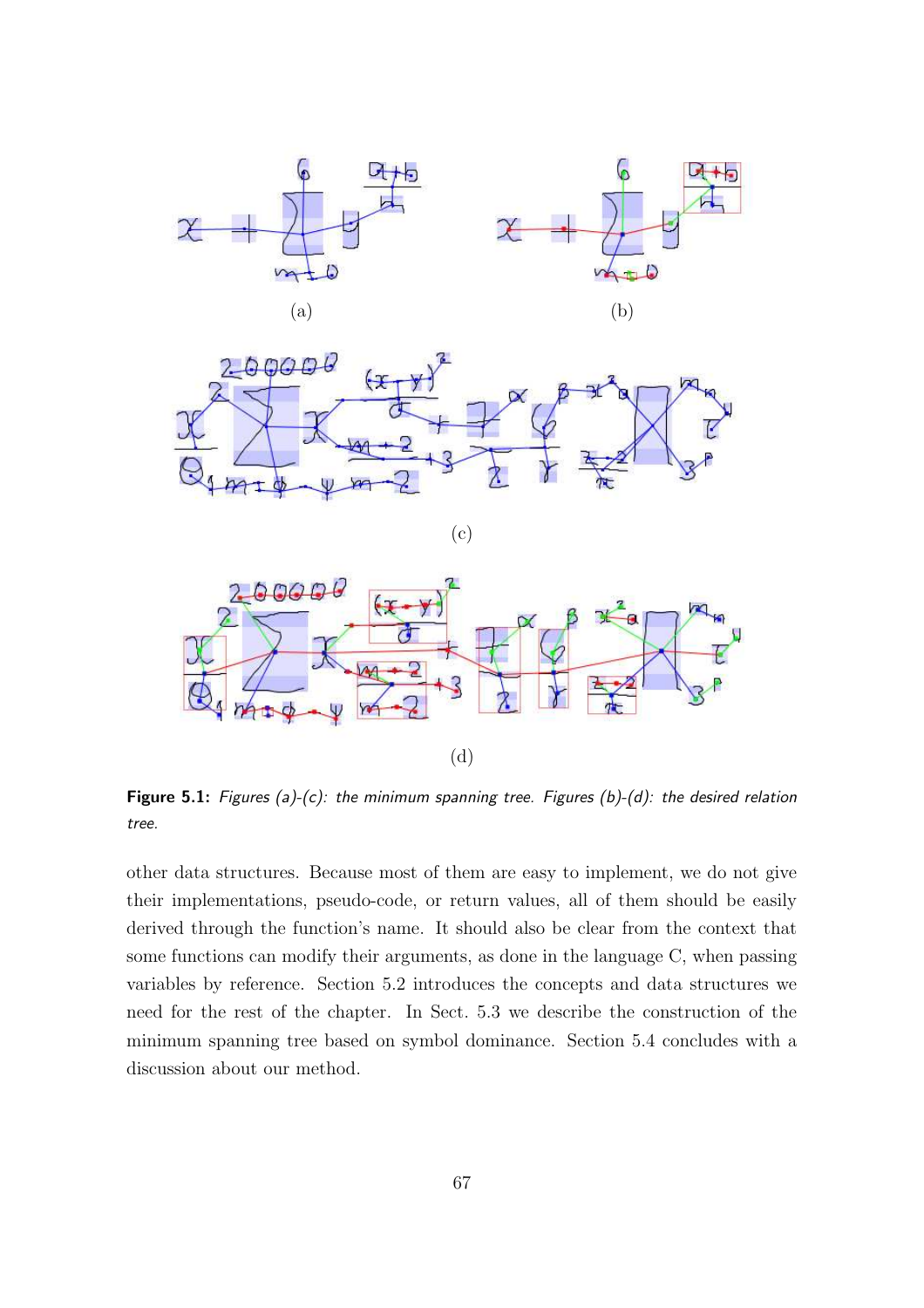(a)

(b)

(c)

(d)

**Figure 5.1:** *Figures (a)-(c): the minimum spanning tree. Figures (b)-(d): the desired relation tree.*

other data structures. Because most of them are easy to implement, we do not give their implementations, pseudo-code, or return values, all of them should be easily derived through the function's name. It should also be clear from the context that some functions can modify their arguments, as done in the language C, when passing variables by reference. Section 5.2 introduces the concepts and data structures we need for the rest of the chapter. In Sect. 5.3 we describe the construction of the minimum spanning tree based on symbol dominance. Section 5.4 concludes with a discussion about our method.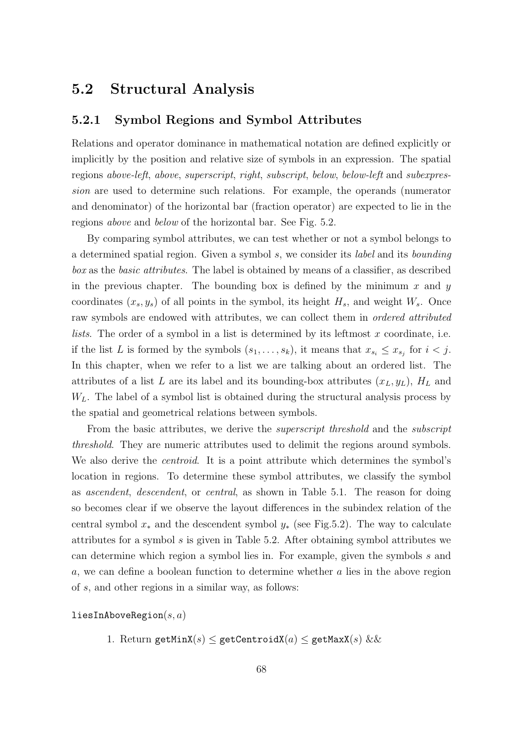## 5.2 Structural Analysis

### 5.2.1 Symbol Regions and Symbol Attributes

Relations and operator dominance in mathematical notation are defined explicitly or implicitly by the position and relative size of symbols in an expression. The spatial regions *above-left*, *above*, *superscript*, *right*, *subscript*, *below*, *below-left* and *subexpression* are used to determine such relations. For example, the operands (numerator and denominator) of the horizontal bar (fraction operator) are expected to lie in the regions *above* and *below* of the horizontal bar. See Fig. 5.2.

By comparing symbol attributes, we can test whether or not a symbol belongs to a determined spatial region. Given a symbol $s$, we consider its *label* and its *bounding box* as the *basic attributes*. The label is obtained by means of a classifier, as described in the previous chapter. The bounding box is defined by the minimum $x$ and $y$ coordinates $(x_s, y_s)$ of all points in the symbol, its height $H_s$, and weight $W_s$. Once raw symbols are endowed with attributes, we can collect them in *ordered attributed lists*. The order of a symbol in a list is determined by its leftmost $x$ coordinate, i.e. if the list $L$ is formed by the symbols $(s_1, \ldots, s_k)$, it means that $x_{s_i} \leq x_{s_j}$ for $i < j$. In this chapter, when we refer to a list we are talking about an ordered list. The attributes of a list $L$ are its label and its bounding-box attributes $(x_L, y_L)$, $H_L$ and $W_L$. The label of a symbol list is obtained during the structural analysis process by the spatial and geometrical relations between symbols.

From the basic attributes, we derive the *superscript threshold* and the *subscript threshold*. They are numeric attributes used to delimit the regions around symbols. We also derive the *centroid*. It is a point attribute which determines the symbol's location in regions. To determine these symbol attributes, we classify the symbol as *ascendent*, *descendent*, or *central*, as shown in Table 5.1. The reason for doing so becomes clear if we observe the layout differences in the subindex relation of the central symbol $x_*$ and the descendent symbol $y_*$ (see Fig.5.2). The way to calculate attributes for a symbol $s$ is given in Table 5.2. After obtaining symbol attributes we can determine which region a symbol lies in. For example, given the symbols $s$ and $a$, we can define a boolean function to determine whether $a$ lies in the above region of $s$, and other regions in a similar way, as follows:

`liesInAboveRegion`$(s, a)$

1. Return `getMinX`$(s) \leq$ `getCentroidX`$(a) \leq$ `getMaxX`$(s)$ &&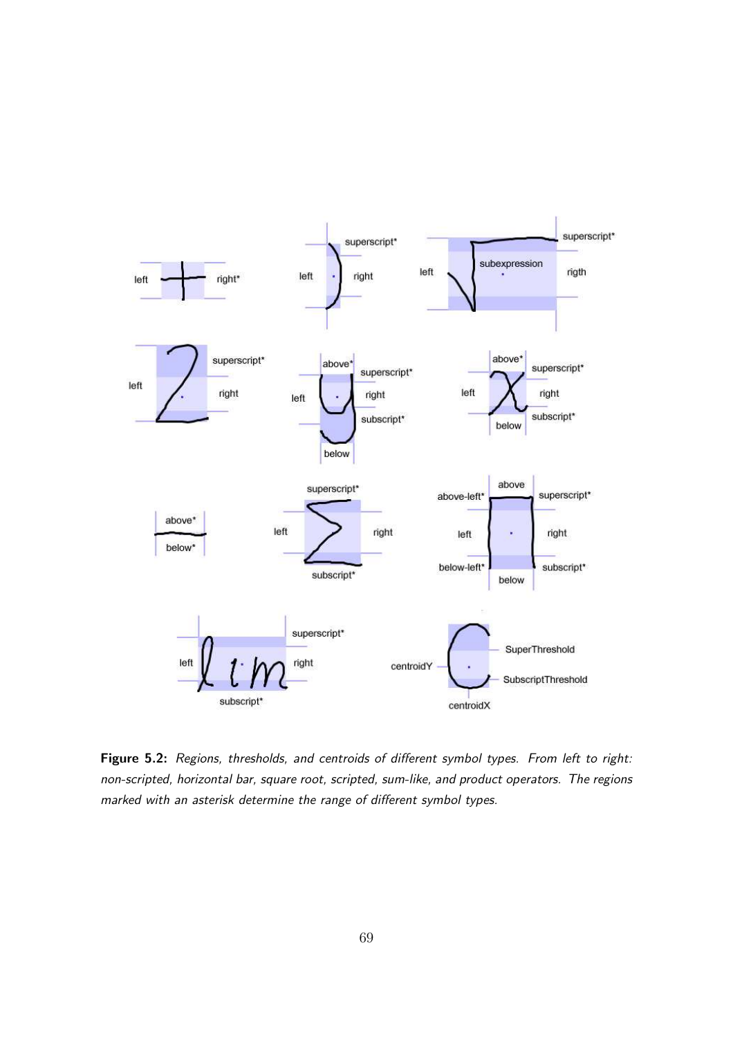**Figure 5.2:** *Regions, thresholds, and centroids of different symbol types. From left to right: non-scripted, horizontal bar, square root, scripted, sum-like, and product operators. The regions marked with an asterisk determine the range of different symbol types.*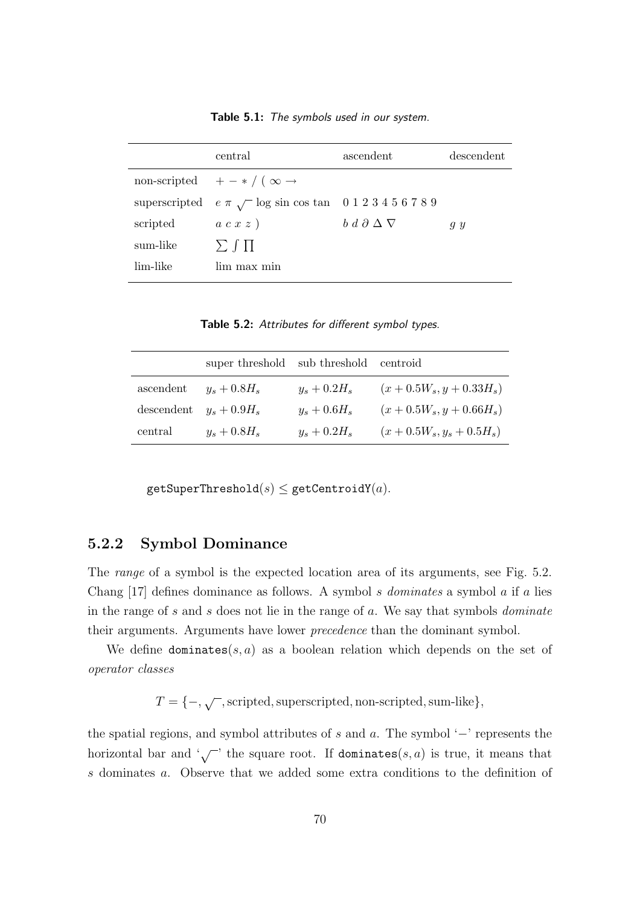**Table 5.1:** *The symbols used in our system.*

| | central | ascendent | descendent |
|---|---|---|---|
| non-scripted | $+ - * / ( \infty \rightarrow$ | | |
| superscripted | $e\ \pi\ \sqrt{}\ \log\ \sin\ \cos\ \tan$ | 0 1 2 3 4 5 6 7 8 9 | |
| scripted | $a\ c\ x\ z\ )$ | $b\ d\ \partial\ \Delta\ \nabla$ | $g\ y$ |
| sum-like | $\sum \int \prod$ | | |
| lim-like | lim max min | | |

**Table 5.2:** *Attributes for different symbol types.*

| | super threshold | sub threshold | centroid |
|---|---|---|---|
| ascendent | $y_s + 0.8H_s$ | $y_s + 0.2H_s$ | $(x + 0.5W_s, y + 0.33H_s)$ |
| descendent | $y_s + 0.9H_s$ | $y_s + 0.6H_s$ | $(x + 0.5W_s, y + 0.66H_s)$ |
| central | $y_s + 0.8H_s$ | $y_s + 0.2H_s$ | $(x + 0.5W_s, y_s + 0.5H_s)$ |

$$\texttt{getSuperThreshold}(s) \leq \texttt{getCentroidY}(a).$$

### 5.2.2 Symbol Dominance

The *range* of a symbol is the expected location area of its arguments, see Fig. 5.2. Chang [17] defines dominance as follows. A symbol $s$ *dominates* a symbol $a$ if $a$ lies in the range of $s$ and $s$ does not lie in the range of $a$. We say that symbols *dominate* their arguments. Arguments have lower *precedence* than the dominant symbol.

We define $\texttt{dominates}(s, a)$ as a boolean relation which depends on the set of *operator classes*

$$T = \{-, \sqrt{}, \text{scripted}, \text{superscripted}, \text{non-scripted}, \text{sum-like}\},$$

the spatial regions, and symbol attributes of $s$ and $a$. The symbol '$-$' represents the horizontal bar and '$\sqrt{}$' the square root. If $\texttt{dominates}(s, a)$ is true, it means that $s$ dominates $a$. Observe that we added some extra conditions to the definition of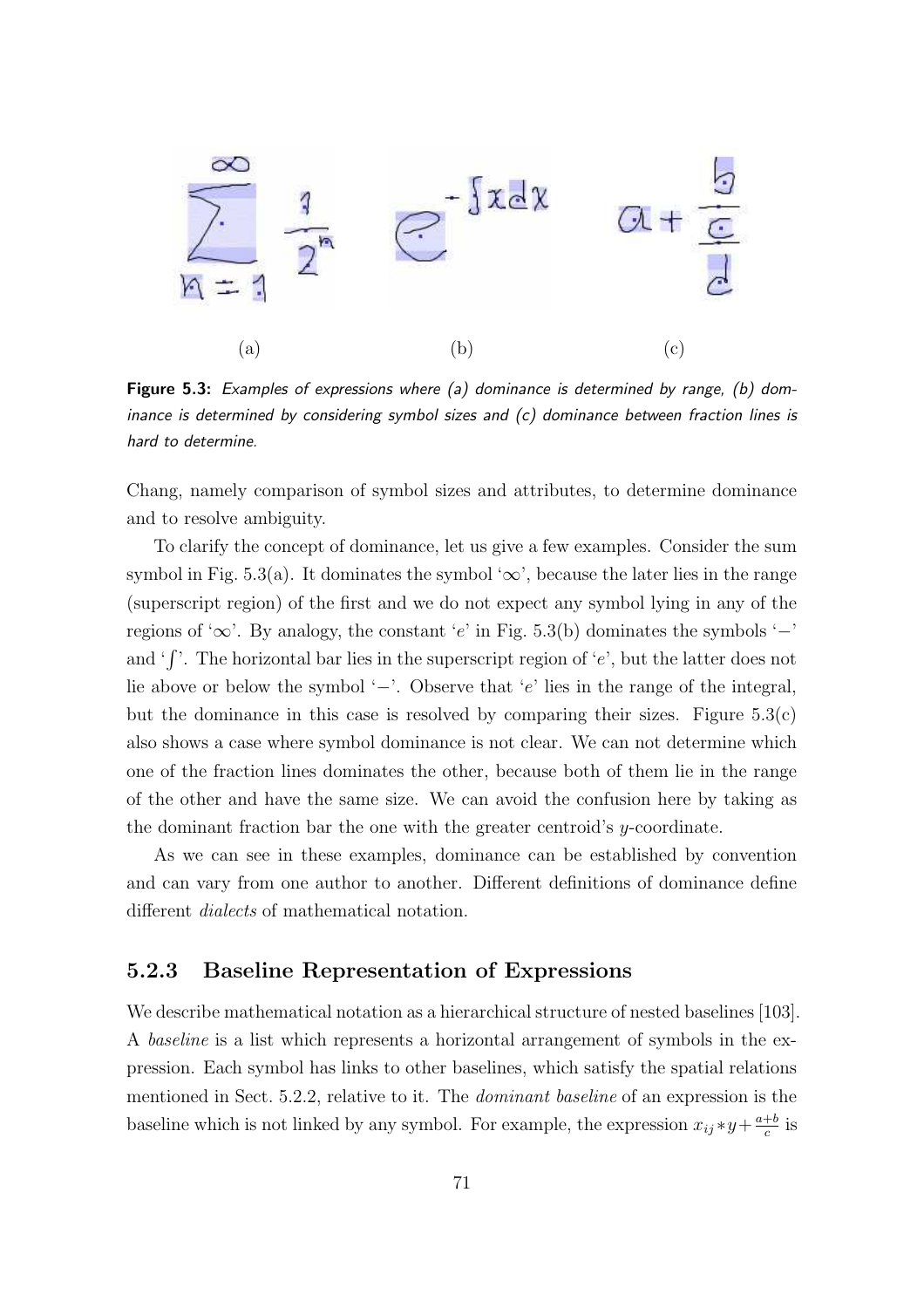(a) (b) (c)

**Figure 5.3:** *Examples of expressions where (a) dominance is determined by range, (b) dominance is determined by considering symbol sizes and (c) dominance between fraction lines is hard to determine.*

Chang, namely comparison of symbol sizes and attributes, to determine dominance and to resolve ambiguity.

To clarify the concept of dominance, let us give a few examples. Consider the sum symbol in Fig. 5.3(a). It dominates the symbol '$\infty$', because the later lies in the range (superscript region) of the first and we do not expect any symbol lying in any of the regions of '$\infty$'. By analogy, the constant '$e$' in Fig. 5.3(b) dominates the symbols '$-$' and '$\int$'. The horizontal bar lies in the superscript region of '$e$', but the latter does not lie above or below the symbol '$-$'. Observe that '$e$' lies in the range of the integral, but the dominance in this case is resolved by comparing their sizes. Figure 5.3(c) also shows a case where symbol dominance is not clear. We can not determine which one of the fraction lines dominates the other, because both of them lie in the range of the other and have the same size. We can avoid the confusion here by taking as the dominant fraction bar the one with the greater centroid's $y$-coordinate.

As we can see in these examples, dominance can be established by convention and can vary from one author to another. Different definitions of dominance define different *dialects* of mathematical notation.

### 5.2.3 Baseline Representation of Expressions

We describe mathematical notation as a hierarchical structure of nested baselines [103]. A *baseline* is a list which represents a horizontal arrangement of symbols in the expression. Each symbol has links to other baselines, which satisfy the spatial relations mentioned in Sect. 5.2.2, relative to it. The *dominant baseline* of an expression is the baseline which is not linked by any symbol. For example, the expression $x_{ij} * y + \frac{a+b}{c}$ is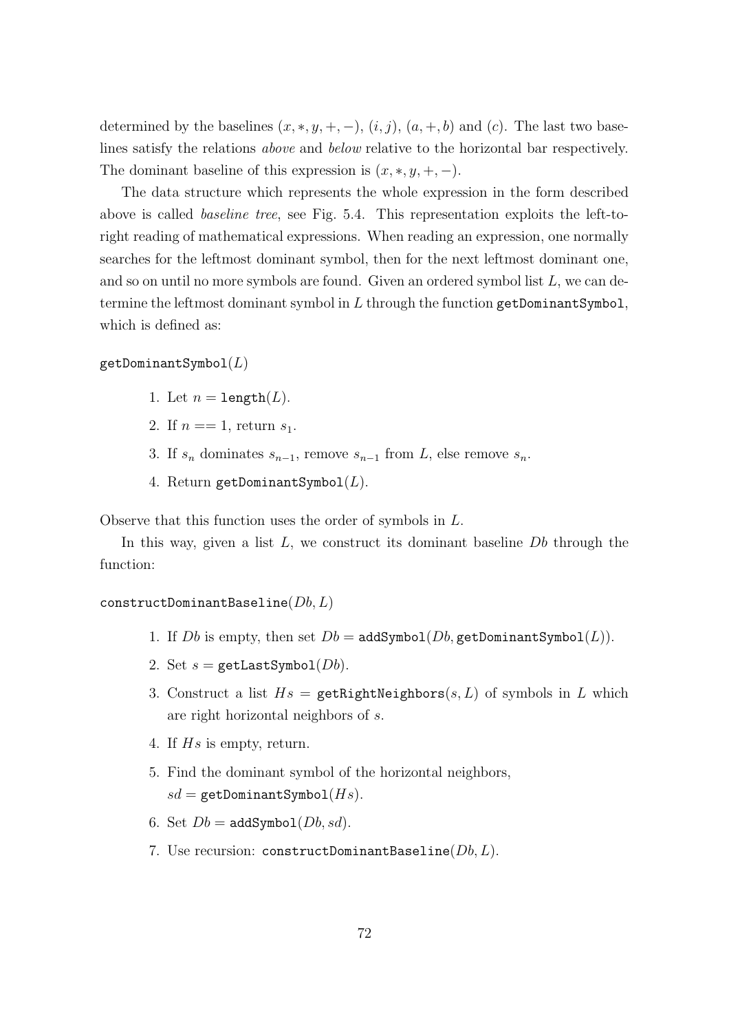determined by the baselines $(x, *, y, +, -)$, $(i, j)$, $(a, +, b)$ and $(c)$. The last two baselines satisfy the relations *above* and *below* relative to the horizontal bar respectively. The dominant baseline of this expression is $(x, *, y, +, -)$.

The data structure which represents the whole expression in the form described above is called *baseline tree*, see Fig. 5.4. This representation exploits the left-to-right reading of mathematical expressions. When reading an expression, one normally searches for the leftmost dominant symbol, then for the next leftmost dominant one, and so on until no more symbols are found. Given an ordered symbol list $L$, we can determine the leftmost dominant symbol in $L$ through the function `getDominantSymbol`, which is defined as:

`getDominantSymbol`$(L)$

1. Let $n =$ `length`$(L)$.
2. If $n == 1$, return $s_1$.
3. If $s_n$ dominates $s_{n-1}$, remove $s_{n-1}$ from $L$, else remove $s_n$.
4. Return `getDominantSymbol`$(L)$.

Observe that this function uses the order of symbols in $L$.

In this way, given a list $L$, we construct its dominant baseline $Db$ through the function:

`constructDominantBaseline`$(Db, L)$

1. If $Db$ is empty, then set $Db =$ `addSymbol`$(Db,$ `getDominantSymbol`$(L))$.
2. Set $s =$ `getLastSymbol`$(Db)$.
3. Construct a list $Hs =$ `getRightNeighbors`$(s, L)$ of symbols in $L$ which are right horizontal neighbors of $s$.
4. If $Hs$ is empty, return.
5. Find the dominant symbol of the horizontal neighbors, $sd =$ `getDominantSymbol`$(Hs)$.
6. Set $Db =$ `addSymbol`$(Db, sd)$.
7. Use recursion: `constructDominantBaseline`$(Db, L)$.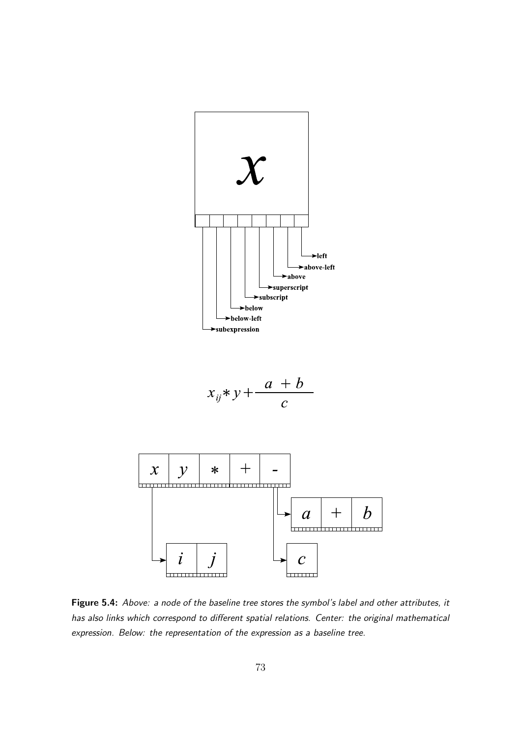$$x_{ij} * y + \frac{a + b}{c}$$

**Figure 5.4:** *Above: a node of the baseline tree stores the symbol's label and other attributes, it has also links which correspond to different spatial relations. Center: the original mathematical expression. Below: the representation of the expression as a baseline tree.*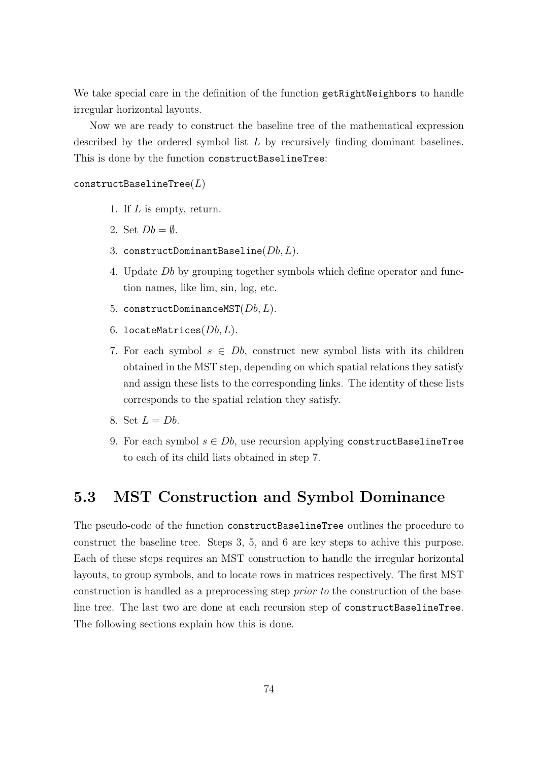We take special care in the definition of the function `getRightNeighbors` to handle irregular horizontal layouts.

Now we are ready to construct the baseline tree of the mathematical expression described by the ordered symbol list $L$ by recursively finding dominant baselines. This is done by the function `constructBaselineTree`:

`constructBaselineTree`$(L)$

1. If $L$ is empty, return.
2. Set $Db = \emptyset$.
3. `constructDominantBaseline`$(Db, L)$.
4. Update $Db$ by grouping together symbols which define operator and function names, like lim, sin, log, etc.
5. `constructDominanceMST`$(Db, L)$.
6. `locateMatrices`$(Db, L)$.
7. For each symbol $s \in Db$, construct new symbol lists with its children obtained in the MST step, depending on which spatial relations they satisfy and assign these lists to the corresponding links. The identity of these lists corresponds to the spatial relation they satisfy.
8. Set $L = Db$.
9. For each symbol $s \in Db$, use recursion applying `constructBaselineTree` to each of its child lists obtained in step 7.

## 5.3 MST Construction and Symbol Dominance

The pseudo-code of the function `constructBaselineTree` outlines the procedure to construct the baseline tree. Steps 3, 5, and 6 are key steps to achive this purpose. Each of these steps requires an MST construction to handle the irregular horizontal layouts, to group symbols, and to locate rows in matrices respectively. The first MST construction is handled as a preprocessing step *prior to* the construction of the baseline tree. The last two are done at each recursion step of `constructBaselineTree`. The following sections explain how this is done.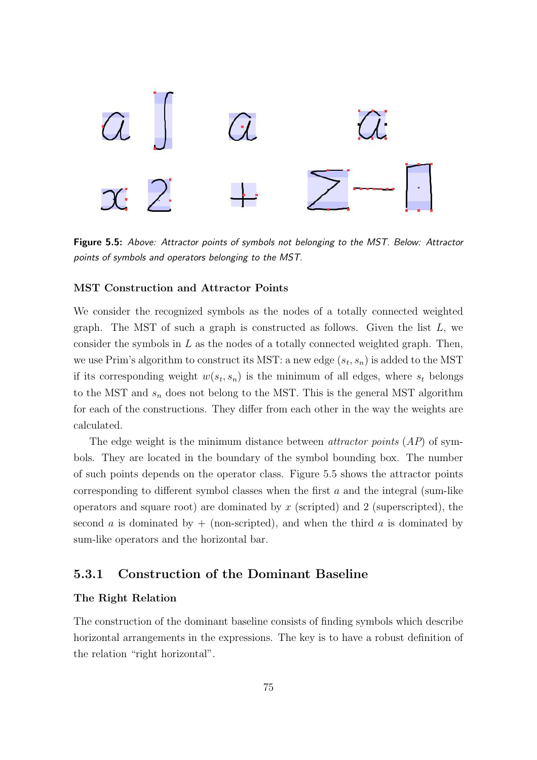**Figure 5.5:** *Above: Attractor points of symbols not belonging to the MST. Below: Attractor points of symbols and operators belonging to the MST.*

### MST Construction and Attractor Points

We consider the recognized symbols as the nodes of a totally connected weighted graph. The MST of such a graph is constructed as follows. Given the list $L$, we consider the symbols in $L$ as the nodes of a totally connected weighted graph. Then, we use Prim's algorithm to construct its MST: a new edge $(s_t, s_n)$ is added to the MST if its corresponding weight $w(s_t, s_n)$ is the minimum of all edges, where $s_t$ belongs to the MST and $s_n$ does not belong to the MST. This is the general MST algorithm for each of the constructions. They differ from each other in the way the weights are calculated.

The edge weight is the minimum distance between *attractor points* ($AP$) of symbols. They are located in the boundary of the symbol bounding box. The number of such points depends on the operator class. Figure 5.5 shows the attractor points corresponding to different symbol classes when the first $a$ and the integral (sum-like operators and square root) are dominated by $x$ (scripted) and 2 (superscripted), the second $a$ is dominated by $+$ (non-scripted), and when the third $a$ is dominated by sum-like operators and the horizontal bar.

## 5.3.1 Construction of the Dominant Baseline

### The Right Relation

The construction of the dominant baseline consists of finding symbols which describe horizontal arrangements in the expressions. The key is to have a robust definition of the relation "right horizontal".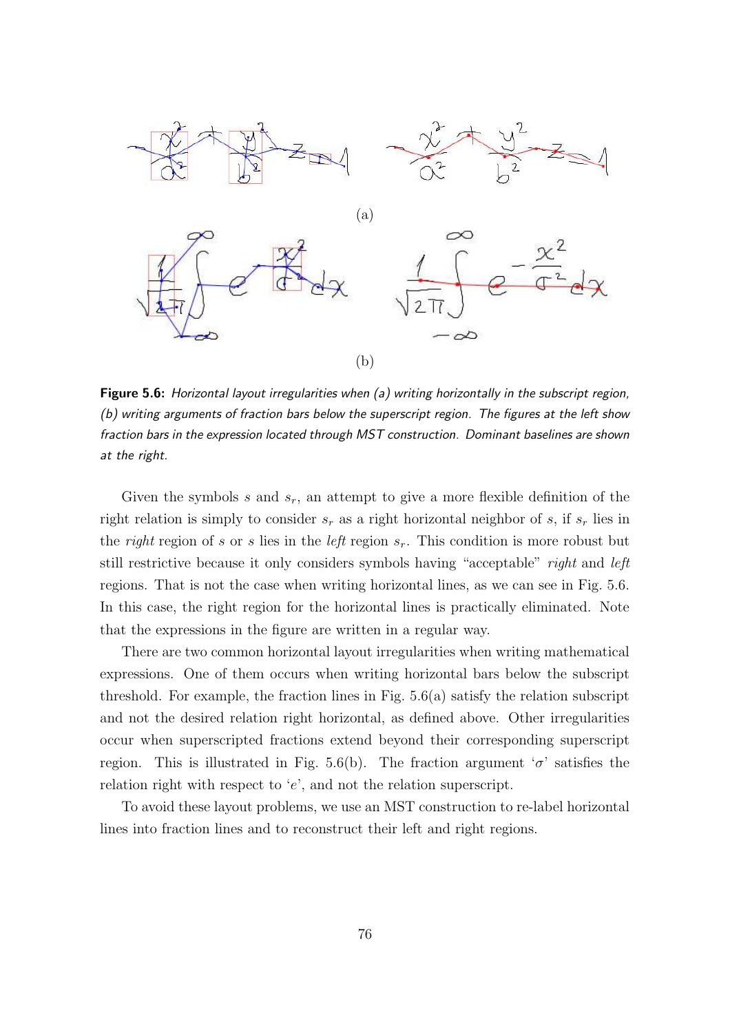(a)

(b)

**Figure 5.6:** *Horizontal layout irregularities when (a) writing horizontally in the subscript region, (b) writing arguments of fraction bars below the superscript region. The figures at the left show fraction bars in the expression located through MST construction. Dominant baselines are shown at the right.*

Given the symbols $s$ and $s_r$, an attempt to give a more flexible definition of the right relation is simply to consider $s_r$ as a right horizontal neighbor of $s$, if $s_r$ lies in the *right* region of $s$ or $s$ lies in the *left* region $s_r$. This condition is more robust but still restrictive because it only considers symbols having "acceptable" *right* and *left* regions. That is not the case when writing horizontal lines, as we can see in Fig. 5.6. In this case, the right region for the horizontal lines is practically eliminated. Note that the expressions in the figure are written in a regular way.

There are two common horizontal layout irregularities when writing mathematical expressions. One of them occurs when writing horizontal bars below the subscript threshold. For example, the fraction lines in Fig. 5.6(a) satisfy the relation subscript and not the desired relation right horizontal, as defined above. Other irregularities occur when superscripted fractions extend beyond their corresponding superscript region. This is illustrated in Fig. 5.6(b). The fraction argument '$\sigma$' satisfies the relation right with respect to '$e$', and not the relation superscript.

To avoid these layout problems, we use an MST construction to re-label horizontal lines into fraction lines and to reconstruct their left and right regions.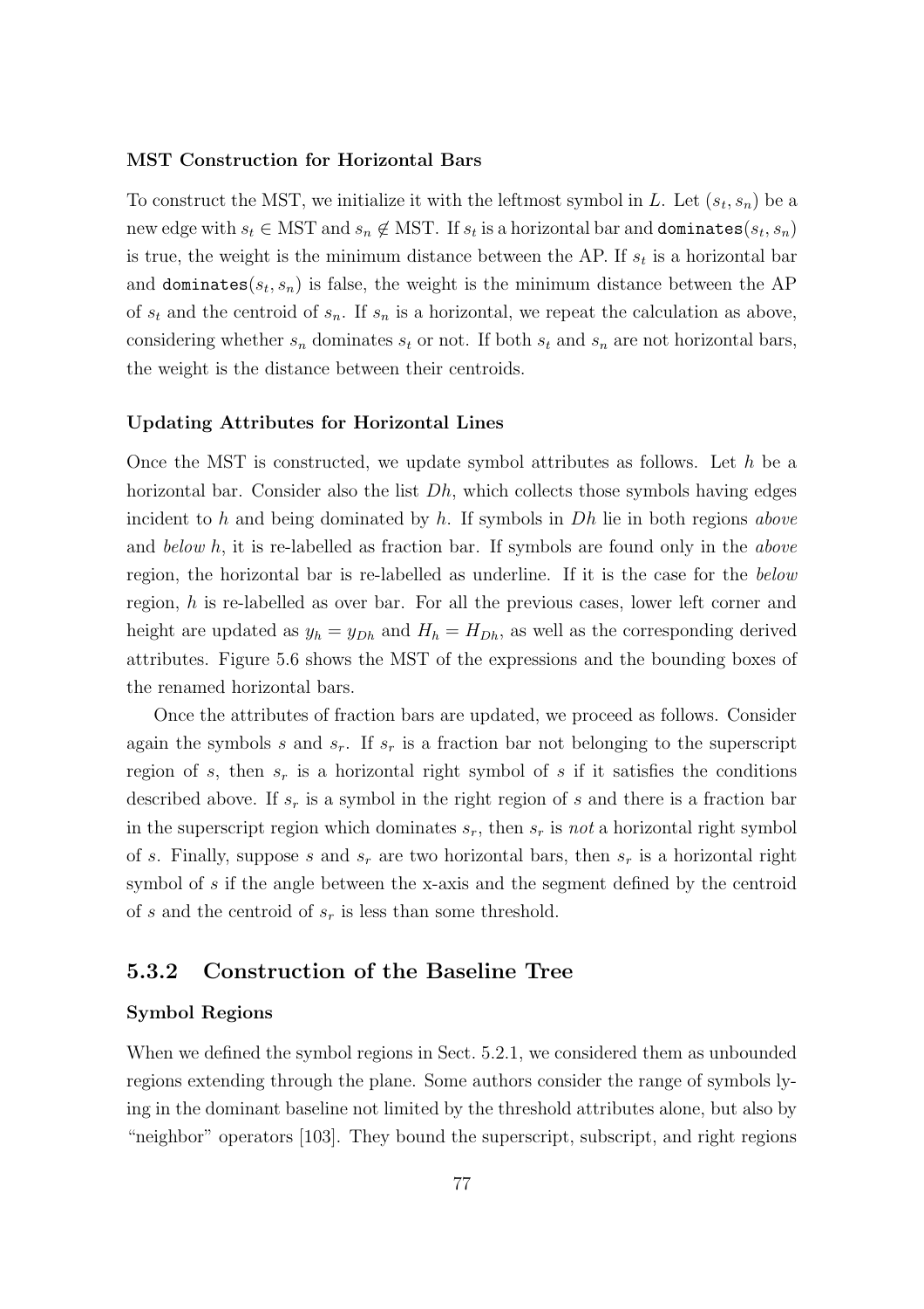#### MST Construction for Horizontal Bars

To construct the MST, we initialize it with the leftmost symbol in $L$. Let $(s_t, s_n)$ be a new edge with $s_t \in \text{MST}$ and $s_n \notin \text{MST}$. If $s_t$ is a horizontal bar and $\texttt{dominates}(s_t, s_n)$ is true, the weight is the minimum distance between the AP. If $s_t$ is a horizontal bar and $\texttt{dominates}(s_t, s_n)$ is false, the weight is the minimum distance between the AP of $s_t$ and the centroid of $s_n$. If $s_n$ is a horizontal, we repeat the calculation as above, considering whether $s_n$ dominates $s_t$ or not. If both $s_t$ and $s_n$ are not horizontal bars, the weight is the distance between their centroids.

#### Updating Attributes for Horizontal Lines

Once the MST is constructed, we update symbol attributes as follows. Let $h$ be a horizontal bar. Consider also the list $Dh$, which collects those symbols having edges incident to $h$ and being dominated by $h$. If symbols in $Dh$ lie in both regions *above* and *below* $h$, it is re-labelled as fraction bar. If symbols are found only in the *above* region, the horizontal bar is re-labelled as underline. If it is the case for the *below* region, $h$ is re-labelled as over bar. For all the previous cases, lower left corner and height are updated as $y_h = y_{Dh}$ and $H_h = H_{Dh}$, as well as the corresponding derived attributes. Figure 5.6 shows the MST of the expressions and the bounding boxes of the renamed horizontal bars.

Once the attributes of fraction bars are updated, we proceed as follows. Consider again the symbols $s$ and $s_r$. If $s_r$ is a fraction bar not belonging to the superscript region of $s$, then $s_r$ is a horizontal right symbol of $s$ if it satisfies the conditions described above. If $s_r$ is a symbol in the right region of $s$ and there is a fraction bar in the superscript region which dominates $s_r$, then $s_r$ is *not* a horizontal right symbol of $s$. Finally, suppose $s$ and $s_r$ are two horizontal bars, then $s_r$ is a horizontal right symbol of $s$ if the angle between the x-axis and the segment defined by the centroid of $s$ and the centroid of $s_r$ is less than some threshold.

### 5.3.2 Construction of the Baseline Tree

#### Symbol Regions

When we defined the symbol regions in Sect. 5.2.1, we considered them as unbounded regions extending through the plane. Some authors consider the range of symbols lying in the dominant baseline not limited by the threshold attributes alone, but also by "neighbor" operators [103]. They bound the superscript, subscript, and right regions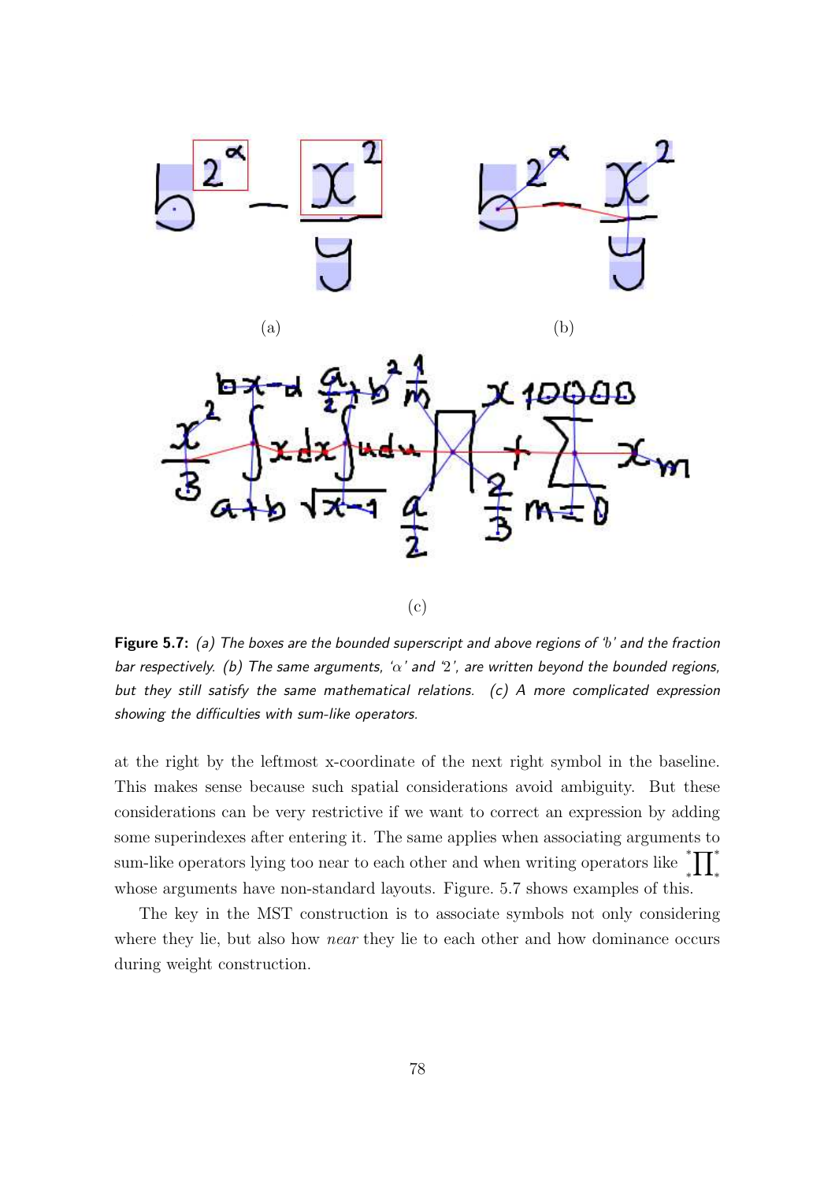(a)

(b)

(c)

**Figure 5.7:** *(a) The boxes are the bounded superscript and above regions of 'b' and the fraction bar respectively. (b) The same arguments, '$\alpha$' and '2', are written beyond the bounded regions, but they still satisfy the same mathematical relations. (c) A more complicated expression showing the difficulties with sum-like operators.*

at the right by the leftmost x-coordinate of the next right symbol in the baseline. This makes sense because such spatial considerations avoid ambiguity. But these considerations can be very restrictive if we want to correct an expression by adding some superindexes after entering it. The same applies when associating arguments to sum-like operators lying too near to each other and when writing operators like ${}^{*}_{*}\prod^{*}_{*}$ whose arguments have non-standard layouts. Figure. 5.7 shows examples of this.

The key in the MST construction is to associate symbols not only considering where they lie, but also how *near* they lie to each other and how dominance occurs during weight construction.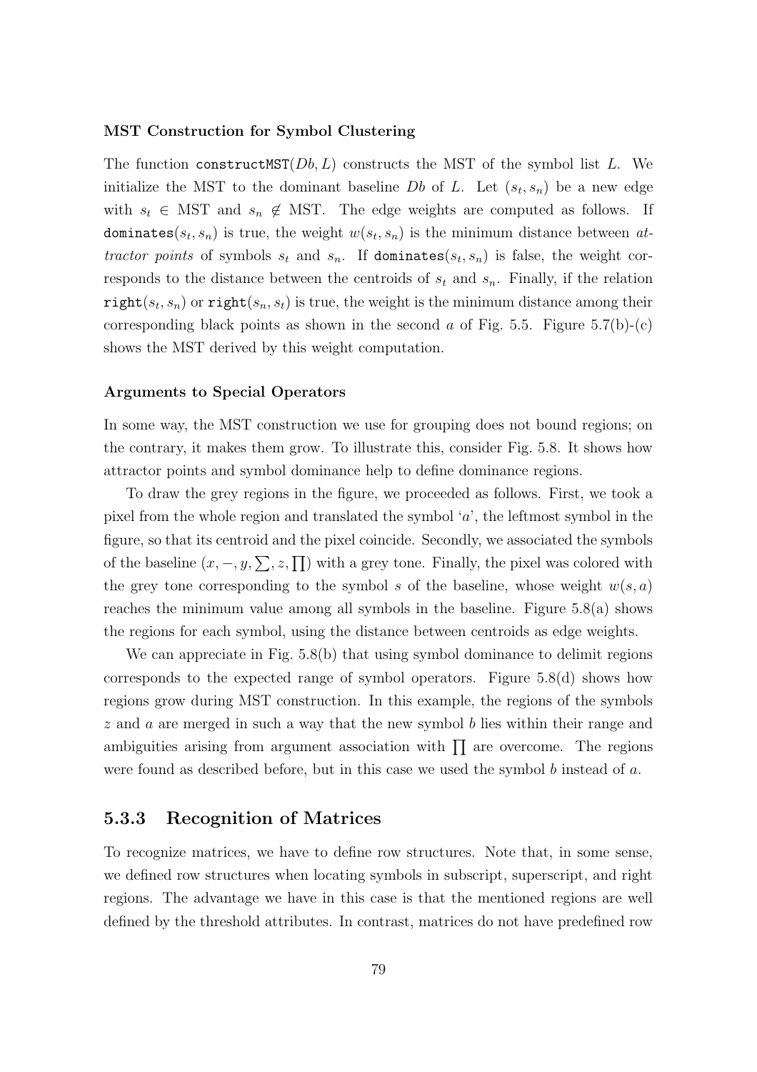#### MST Construction for Symbol Clustering

The function `constructMST`$(Db, L)$ constructs the MST of the symbol list $L$. We initialize the MST to the dominant baseline $Db$ of $L$. Let $(s_t, s_n)$ be a new edge with $s_t \in$ MST and $s_n \notin$ MST. The edge weights are computed as follows. If `dominates`$(s_t, s_n)$ is true, the weight $w(s_t, s_n)$ is the minimum distance between *attractor points* of symbols $s_t$ and $s_n$. If `dominates`$(s_t, s_n)$ is false, the weight corresponds to the distance between the centroids of $s_t$ and $s_n$. Finally, if the relation `right`$(s_t, s_n)$ or `right`$(s_n, s_t)$ is true, the weight is the minimum distance among their corresponding black points as shown in the second $a$ of Fig. 5.5. Figure 5.7(b)-(c) shows the MST derived by this weight computation.

#### Arguments to Special Operators

In some way, the MST construction we use for grouping does not bound regions; on the contrary, it makes them grow. To illustrate this, consider Fig. 5.8. It shows how attractor points and symbol dominance help to define dominance regions.

To draw the grey regions in the figure, we proceeded as follows. First, we took a pixel from the whole region and translated the symbol '$a$', the leftmost symbol in the figure, so that its centroid and the pixel coincide. Secondly, we associated the symbols of the baseline $(x, -, y, \sum, z, \prod)$ with a grey tone. Finally, the pixel was colored with the grey tone corresponding to the symbol $s$ of the baseline, whose weight $w(s, a)$ reaches the minimum value among all symbols in the baseline. Figure 5.8(a) shows the regions for each symbol, using the distance between centroids as edge weights.

We can appreciate in Fig. 5.8(b) that using symbol dominance to delimit regions corresponds to the expected range of symbol operators. Figure 5.8(d) shows how regions grow during MST construction. In this example, the regions of the symbols $z$ and $a$ are merged in such a way that the new symbol $b$ lies within their range and ambiguities arising from argument association with $\prod$ are overcome. The regions were found as described before, but in this case we used the symbol $b$ instead of $a$.

### 5.3.3 Recognition of Matrices

To recognize matrices, we have to define row structures. Note that, in some sense, we defined row structures when locating symbols in subscript, superscript, and right regions. The advantage we have in this case is that the mentioned regions are well defined by the threshold attributes. In contrast, matrices do not have predefined row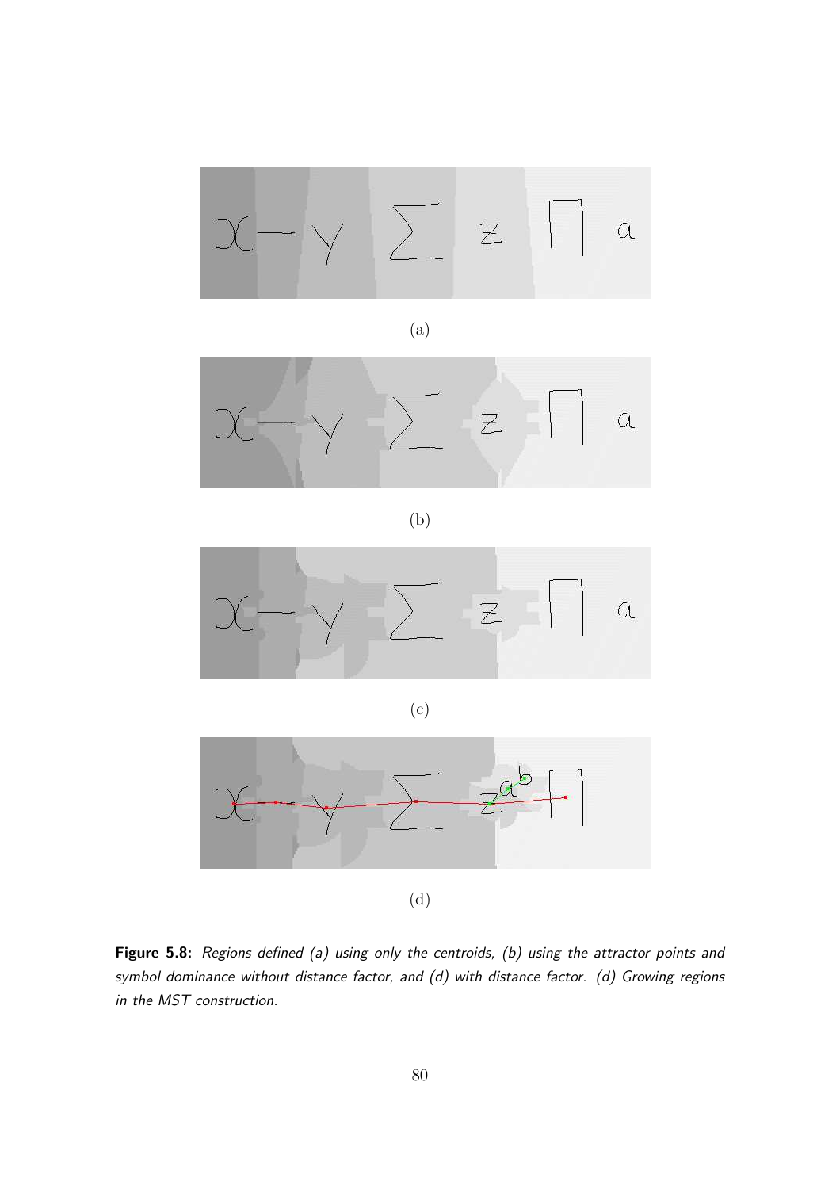(a)

(b)

(c)

(d)

**Figure 5.8:** *Regions defined (a) using only the centroids, (b) using the attractor points and symbol dominance without distance factor, and (d) with distance factor. (d) Growing regions in the MST construction.*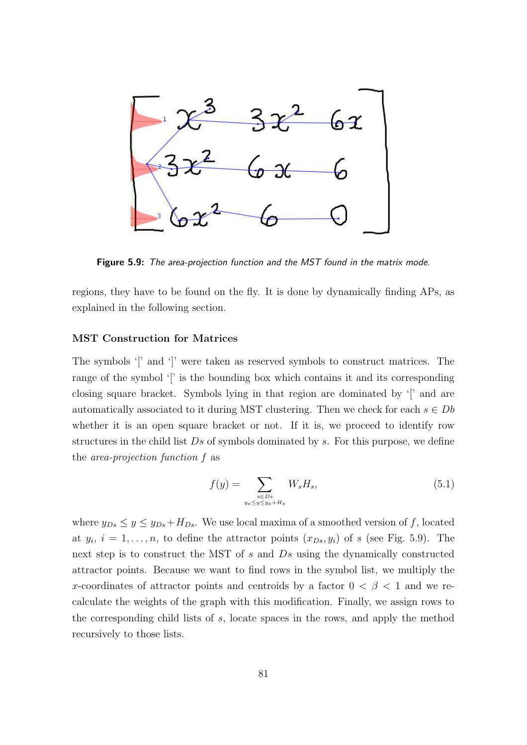Figure 5.9: *The area-projection function and the MST found in the matrix mode.*

regions, they have to be found on the fly. It is done by dynamically finding APs, as explained in the following section.

### MST Construction for Matrices

The symbols '[' and ']' were taken as reserved symbols to construct matrices. The range of the symbol '[' is the bounding box which contains it and its corresponding closing square bracket. Symbols lying in that region are dominated by '[' and are automatically associated to it during MST clustering. Then we check for each $s \in Db$ whether it is an open square bracket or not. If it is, we proceed to identify row structures in the child list $Ds$ of symbols dominated by $s$. For this purpose, we define the *area-projection function* $f$ as

$$f(y) = \sum_{\substack{s \in Ds \\ y_s \le y \le y_s + H_s}} W_s H_s, \tag{5.1}$$

where $y_{Ds} \le y \le y_{Ds} + H_{Ds}$. We use local maxima of a smoothed version of $f$, located at $y_i$, $i = 1, \ldots, n$, to define the attractor points $(x_{Ds}, y_i)$ of $s$ (see Fig. 5.9). The next step is to construct the MST of $s$ and $Ds$ using the dynamically constructed attractor points. Because we want to find rows in the symbol list, we multiply the $x$-coordinates of attractor points and centroids by a factor $0 < \beta < 1$ and we re-calculate the weights of the graph with this modification. Finally, we assign rows to the corresponding child lists of $s$, locate spaces in the rows, and apply the method recursively to those lists.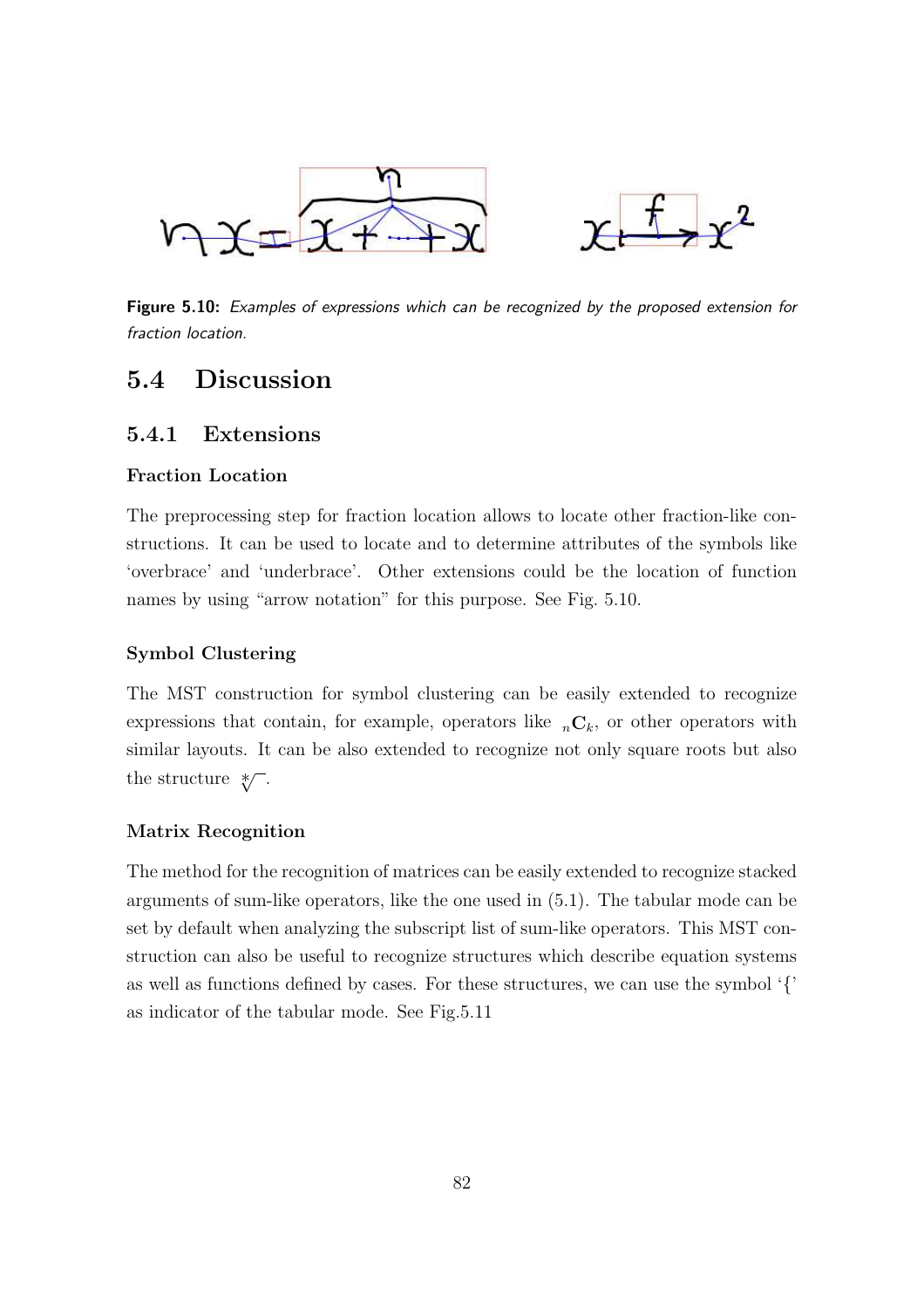**Figure 5.10:** *Examples of expressions which can be recognized by the proposed extension for fraction location.*

## 5.4 Discussion

### 5.4.1 Extensions

#### Fraction Location

The preprocessing step for fraction location allows to locate other fraction-like constructions. It can be used to locate and to determine attributes of the symbols like 'overbrace' and 'underbrace'. Other extensions could be the location of function names by using "arrow notation" for this purpose. See Fig. 5.10.

#### Symbol Clustering

The MST construction for symbol clustering can be easily extended to recognize expressions that contain, for example, operators like ${}_n\mathbf{C}_k$, or other operators with similar layouts. It can be also extended to recognize not only square roots but also the structure $\sqrt[*]{\ }$.

#### Matrix Recognition

The method for the recognition of matrices can be easily extended to recognize stacked arguments of sum-like operators, like the one used in (5.1). The tabular mode can be set by default when analyzing the subscript list of sum-like operators. This MST construction can also be useful to recognize structures which describe equation systems as well as functions defined by cases. For these structures, we can use the symbol '{' as indicator of the tabular mode. See Fig.5.11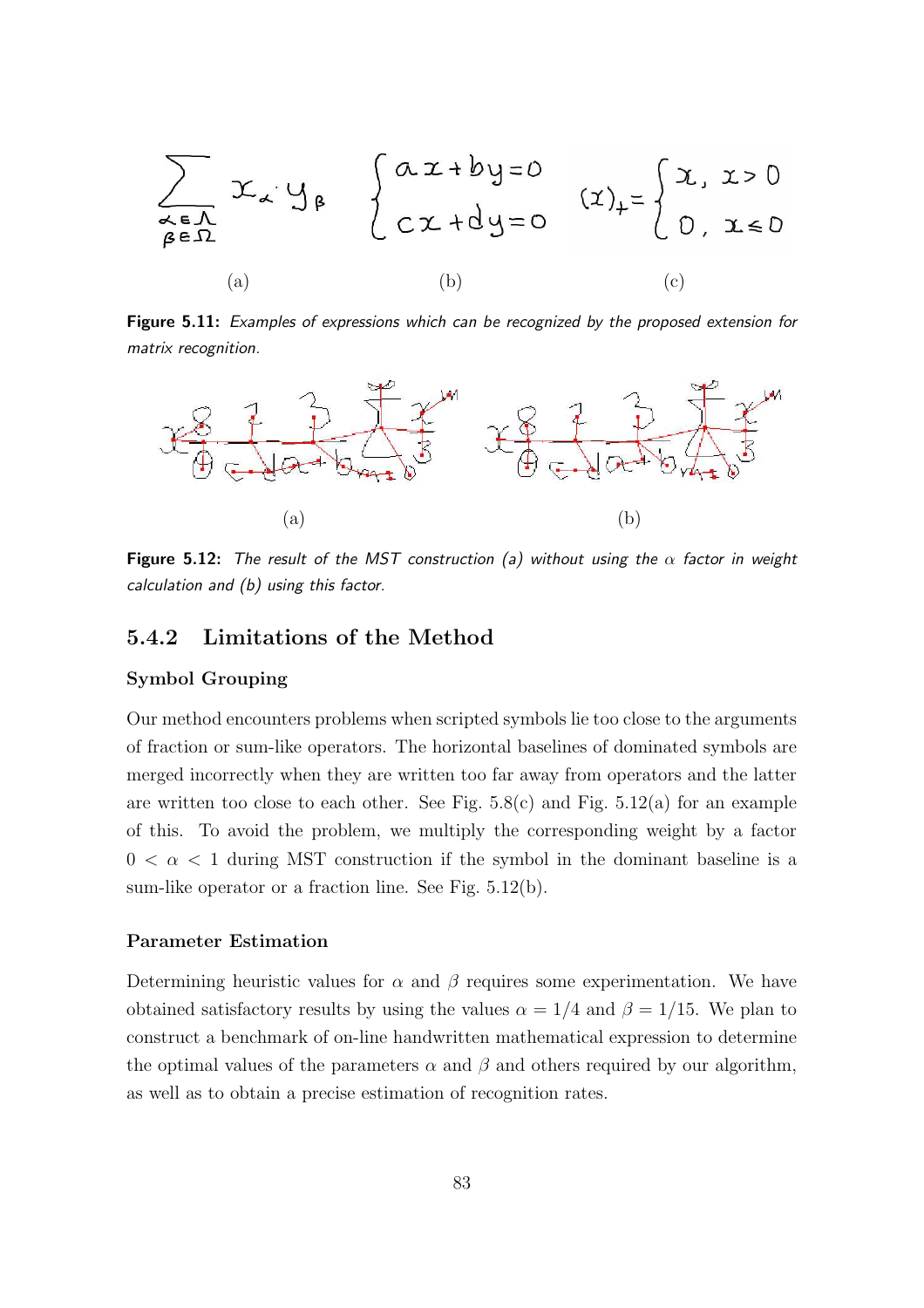(a) (b) (c)

**Figure 5.11:** *Examples of expressions which can be recognized by the proposed extension for matrix recognition.*

(a) (b)

**Figure 5.12:** *The result of the MST construction (a) without using the $\alpha$ factor in weight calculation and (b) using this factor.*

### 5.4.2 Limitations of the Method

#### Symbol Grouping

Our method encounters problems when scripted symbols lie too close to the arguments of fraction or sum-like operators. The horizontal baselines of dominated symbols are merged incorrectly when they are written too far away from operators and the latter are written too close to each other. See Fig. 5.8(c) and Fig. 5.12(a) for an example of this. To avoid the problem, we multiply the corresponding weight by a factor $0 < \alpha < 1$ during MST construction if the symbol in the dominant baseline is a sum-like operator or a fraction line. See Fig. 5.12(b).

#### Parameter Estimation

Determining heuristic values for $\alpha$ and $\beta$ requires some experimentation. We have obtained satisfactory results by using the values $\alpha = 1/4$ and $\beta = 1/15$. We plan to construct a benchmark of on-line handwritten mathematical expression to determine the optimal values of the parameters $\alpha$ and $\beta$ and others required by our algorithm, as well as to obtain a precise estimation of recognition rates.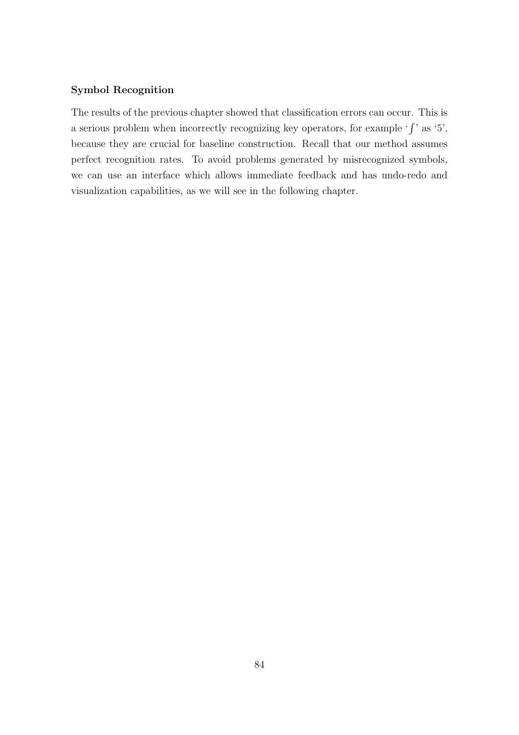**Symbol Recognition**

The results of the previous chapter showed that classification errors can occur. This is a serious problem when incorrectly recognizing key operators, for example '$\int$' as '5', because they are crucial for baseline construction. Recall that our method assumes perfect recognition rates. To avoid problems generated by misrecognized symbols, we can use an interface which allows immediate feedback and has undo-redo and visualization capabilities, as we will see in the following chapter.